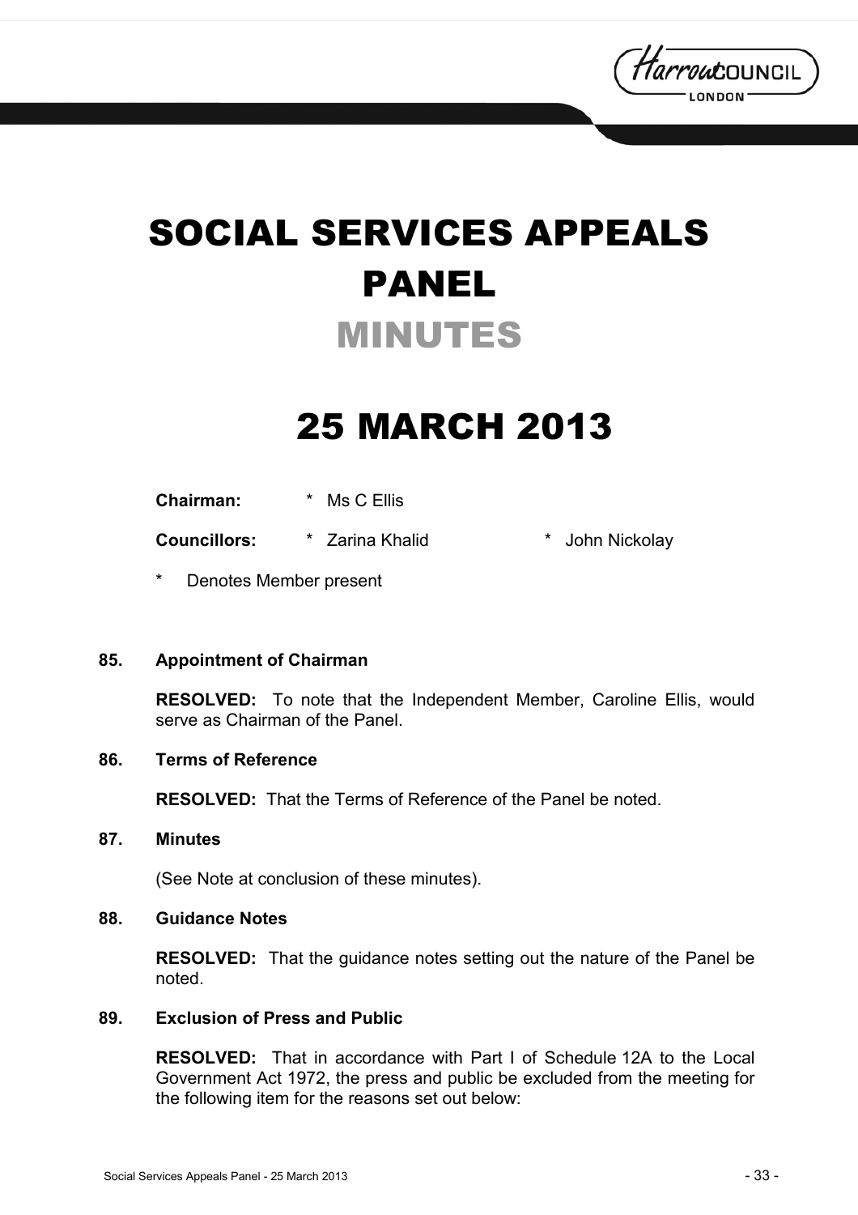# SOCIAL SERVICES APPEALS PANEL

## MINUTES

# 25 MARCH 2013

**Chairman:** * Ms C Ellis

**Councillors:** * Zarina Khalid * John Nickolay

* Denotes Member present

### 85. Appointment of Chairman

**RESOLVED:** To note that the Independent Member, Caroline Ellis, would serve as Chairman of the Panel.

### 86. Terms of Reference

**RESOLVED:** That the Terms of Reference of the Panel be noted.

### 87. Minutes

(See Note at conclusion of these minutes).

### 88. Guidance Notes

**RESOLVED:** That the guidance notes setting out the nature of the Panel be noted.

### 89. Exclusion of Press and Public

**RESOLVED:** That in accordance with Part I of Schedule 12A to the Local Government Act 1972, the press and public be excluded from the meeting for the following item for the reasons set out below: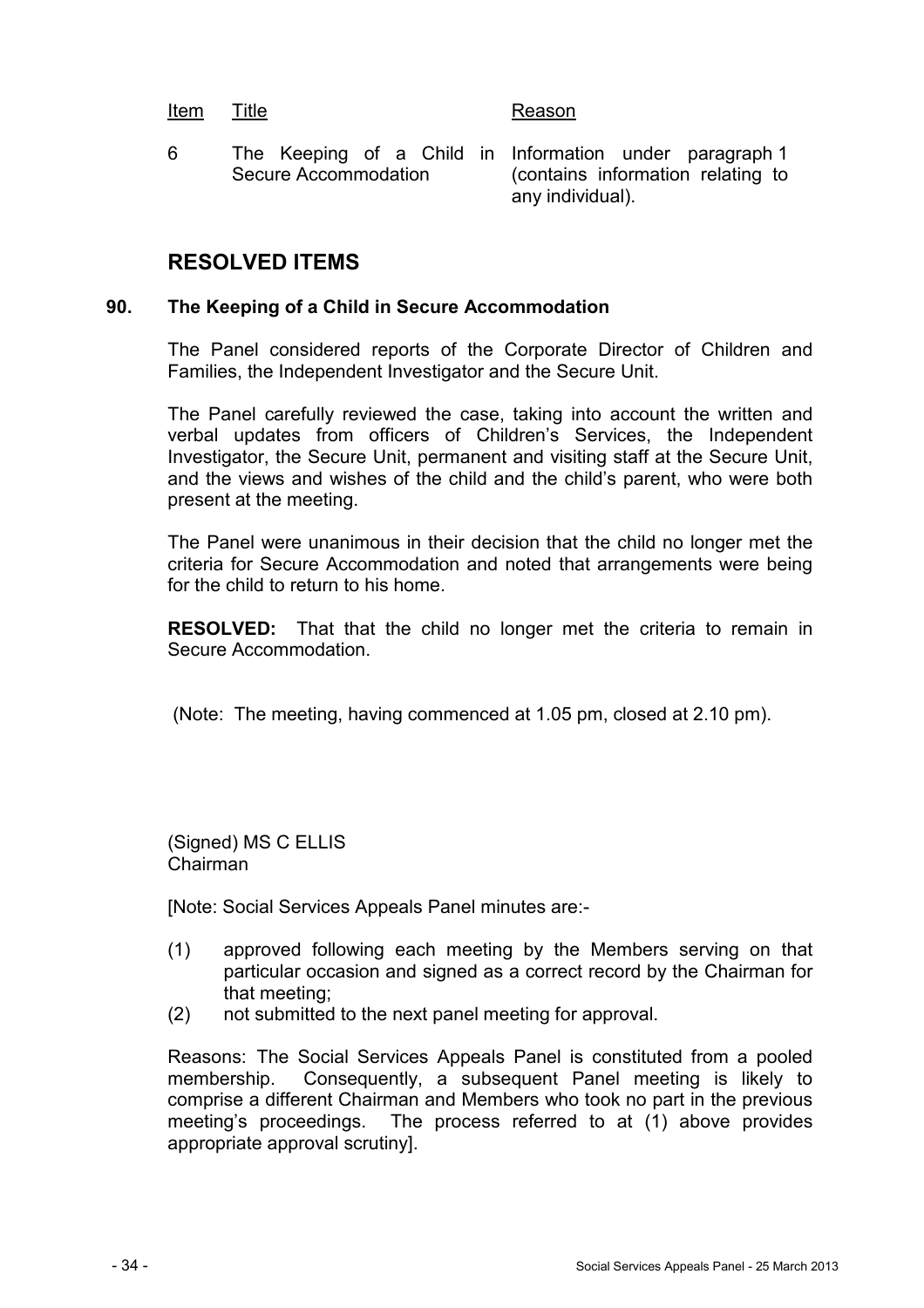| Item | Title | Reason |
|---|---|---|
| 6 | The Keeping of a Child in Secure Accommodation | Information under paragraph 1 (contains information relating to any individual). |

## RESOLVED ITEMS

### 90. The Keeping of a Child in Secure Accommodation

The Panel considered reports of the Corporate Director of Children and Families, the Independent Investigator and the Secure Unit.

The Panel carefully reviewed the case, taking into account the written and verbal updates from officers of Children's Services, the Independent Investigator, the Secure Unit, permanent and visiting staff at the Secure Unit, and the views and wishes of the child and the child's parent, who were both present at the meeting.

The Panel were unanimous in their decision that the child no longer met the criteria for Secure Accommodation and noted that arrangements were being for the child to return to his home.

**RESOLVED:** That that the child no longer met the criteria to remain in Secure Accommodation.

(Note: The meeting, having commenced at 1.05 pm, closed at 2.10 pm).

(Signed) MS C ELLIS
Chairman

[Note: Social Services Appeals Panel minutes are:-

(1) approved following each meeting by the Members serving on that particular occasion and signed as a correct record by the Chairman for that meeting;
(2) not submitted to the next panel meeting for approval.

Reasons: The Social Services Appeals Panel is constituted from a pooled membership. Consequently, a subsequent Panel meeting is likely to comprise a different Chairman and Members who took no part in the previous meeting's proceedings. The process referred to at (1) above provides appropriate approval scrutiny].